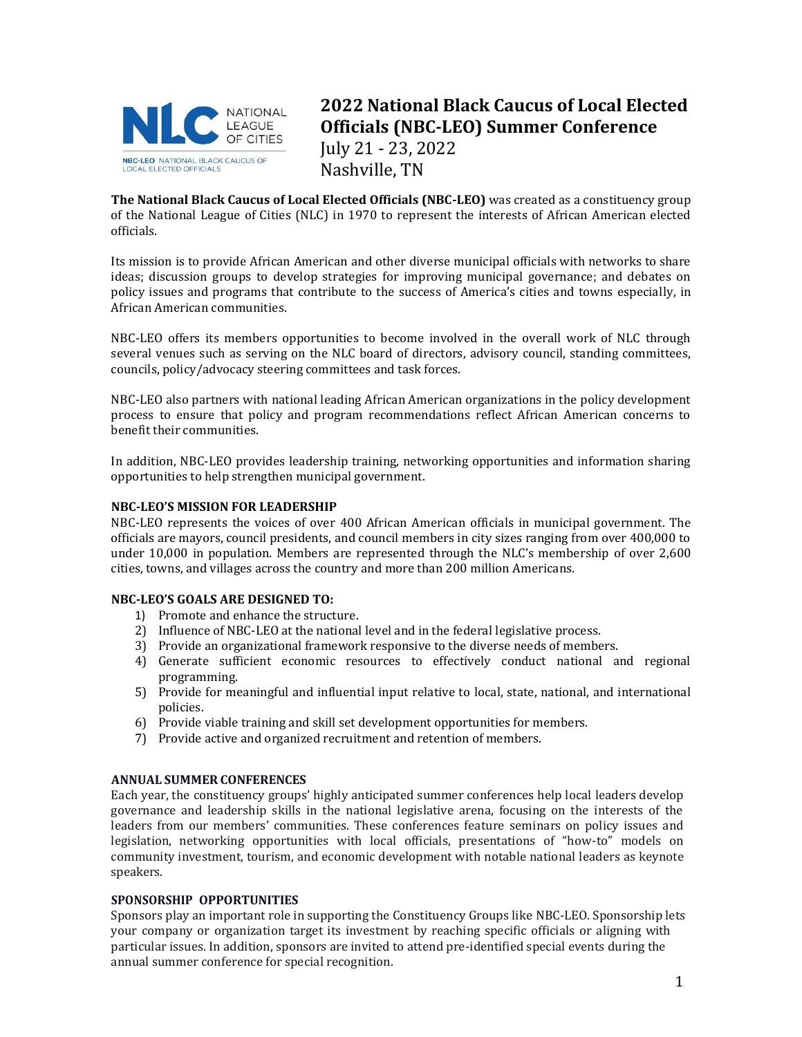# 2022 National Black Caucus of Local Elected Officials (NBC-LEO) Summer Conference

July 21 - 23, 2022
Nashville, TN

**The National Black Caucus of Local Elected Officials (NBC-LEO)** was created as a constituency group of the National League of Cities (NLC) in 1970 to represent the interests of African American elected officials.

Its mission is to provide African American and other diverse municipal officials with networks to share ideas; discussion groups to develop strategies for improving municipal governance; and debates on policy issues and programs that contribute to the success of America's cities and towns especially, in African American communities.

NBC-LEO offers its members opportunities to become involved in the overall work of NLC through several venues such as serving on the NLC board of directors, advisory council, standing committees, councils, policy/advocacy steering committees and task forces.

NBC-LEO also partners with national leading African American organizations in the policy development process to ensure that policy and program recommendations reflect African American concerns to benefit their communities.

In addition, NBC-LEO provides leadership training, networking opportunities and information sharing opportunities to help strengthen municipal government.

### NBC-LEO'S MISSION FOR LEADERSHIP

NBC-LEO represents the voices of over 400 African American officials in municipal government. The officials are mayors, council presidents, and council members in city sizes ranging from over 400,000 to under 10,000 in population. Members are represented through the NLC's membership of over 2,600 cities, towns, and villages across the country and more than 200 million Americans.

### NBC-LEO'S GOALS ARE DESIGNED TO:

1) Promote and enhance the structure.
2) Influence of NBC-LEO at the national level and in the federal legislative process.
3) Provide an organizational framework responsive to the diverse needs of members.
4) Generate sufficient economic resources to effectively conduct national and regional programming.
5) Provide for meaningful and influential input relative to local, state, national, and international policies.
6) Provide viable training and skill set development opportunities for members.
7) Provide active and organized recruitment and retention of members.

### ANNUAL SUMMER CONFERENCES

Each year, the constituency groups' highly anticipated summer conferences help local leaders develop governance and leadership skills in the national legislative arena, focusing on the interests of the leaders from our members' communities. These conferences feature seminars on policy issues and legislation, networking opportunities with local officials, presentations of "how-to" models on community investment, tourism, and economic development with notable national leaders as keynote speakers.

### SPONSORSHIP OPPORTUNITIES

Sponsors play an important role in supporting the Constituency Groups like NBC-LEO. Sponsorship lets your company or organization target its investment by reaching specific officials or aligning with particular issues. In addition, sponsors are invited to attend pre-identified special events during the annual summer conference for special recognition.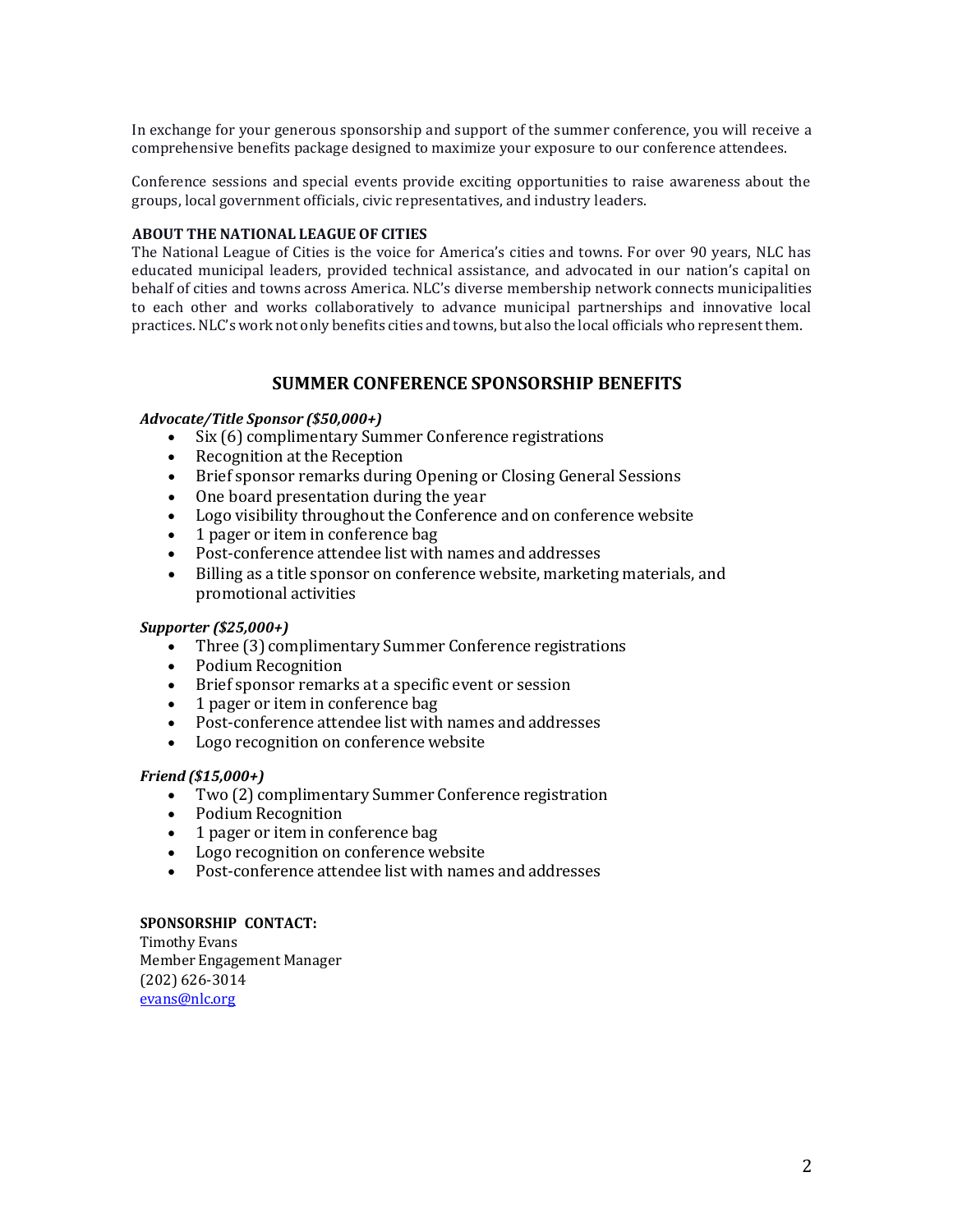In exchange for your generous sponsorship and support of the summer conference, you will receive a comprehensive benefits package designed to maximize your exposure to our conference attendees.

Conference sessions and special events provide exciting opportunities to raise awareness about the groups, local government officials, civic representatives, and industry leaders.

**ABOUT THE NATIONAL LEAGUE OF CITIES**

The National League of Cities is the voice for America's cities and towns. For over 90 years, NLC has educated municipal leaders, provided technical assistance, and advocated in our nation's capital on behalf of cities and towns across America. NLC's diverse membership network connects municipalities to each other and works collaboratively to advance municipal partnerships and innovative local practices. NLC's work not only benefits cities and towns, but also the local officials who represent them.

## SUMMER CONFERENCE SPONSORSHIP BENEFITS

***Advocate/Title Sponsor ($50,000+)***

- Six (6) complimentary Summer Conference registrations
- Recognition at the Reception
- Brief sponsor remarks during Opening or Closing General Sessions
- One board presentation during the year
- Logo visibility throughout the Conference and on conference website
- 1 pager or item in conference bag
- Post-conference attendee list with names and addresses
- Billing as a title sponsor on conference website, marketing materials, and promotional activities

***Supporter ($25,000+)***

- Three (3) complimentary Summer Conference registrations
- Podium Recognition
- Brief sponsor remarks at a specific event or session
- 1 pager or item in conference bag
- Post-conference attendee list with names and addresses
- Logo recognition on conference website

***Friend ($15,000+)***

- Two (2) complimentary Summer Conference registration
- Podium Recognition
- 1 pager or item in conference bag
- Logo recognition on conference website
- Post-conference attendee list with names and addresses

**SPONSORSHIP CONTACT:**

Timothy Evans
Member Engagement Manager
(202) 626-3014
evans@nlc.org